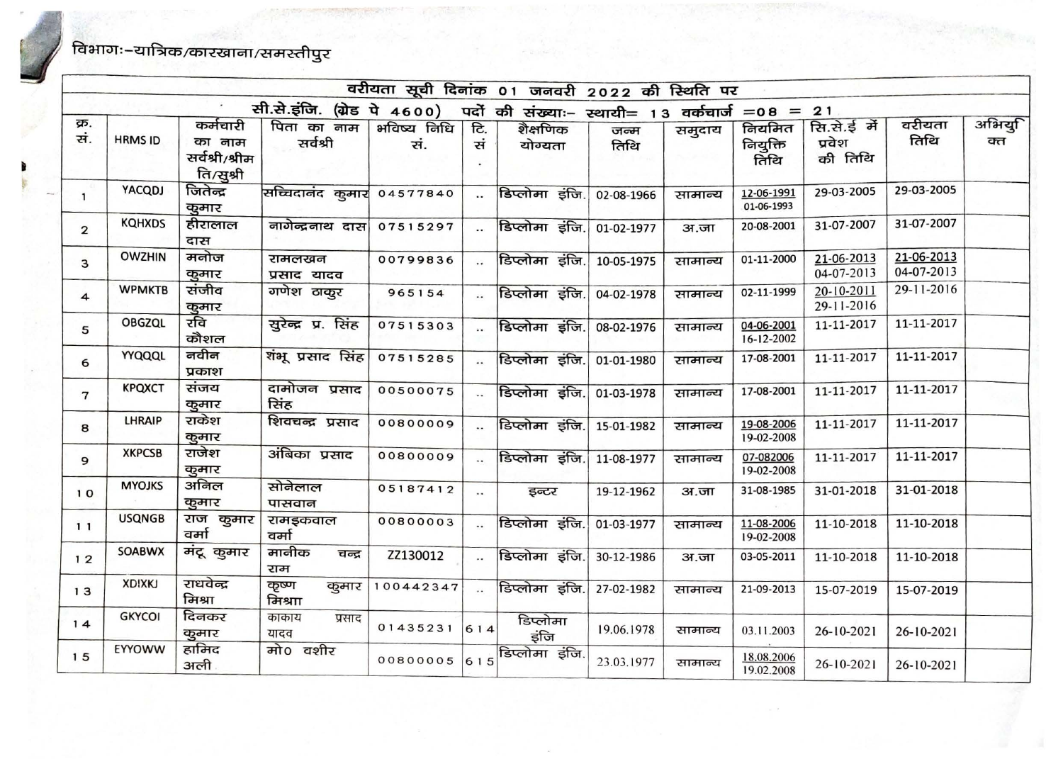विभागः–यात्रिक/कारखाना/समस्तीपुर

| वरीयता सूची दिनांक 01 जनवरी 2022 की स्थिति पर | | | | | | | | | | | | | |
|---|---|---|---|---|---|---|---|---|---|---|---|---|---|
| सी.से.इंजि. (ग्रेड पे 4600) पदों की संख्याः– स्थायी= 13 वर्कचार्ज =08 = 21 | | | | | | | | | | | | | |
| क्र. सं. | HRMS ID | कर्मचारी का नाम सर्वश्री/श्रीमति/सुश्री | पिता का नाम सर्वश्री | भविष्य निधि सं. | टि. सं. | शैक्षणिक योग्यता | जन्म तिथि | समुदाय | नियमित नियुक्ति तिथि | सि.से.ई में प्रवेश की तिथि | वरीयता तिथि | अभियुक्त |
| 1 | YACQDJ | जितेन्द्र कुमार | सच्चिदानंद कुमार | 04577840 | .. | डिप्लोमा इंजि. | 02-08-1966 | सामान्य | 12-06-1991 01-06-1993 | 29-03-2005 | 29-03-2005 | |
| 2 | KQHXDS | हीरालाल दास | नागेन्द्रनाथ दास | 07515297 | .. | डिप्लोमा इंजि. | 01-02-1977 | अ.जा | 20-08-2001 | 31-07-2007 | 31-07-2007 | |
| 3 | OWZHIN | मनोज कुमार | रामलखन प्रसाद यादव | 00799836 | .. | डिप्लोमा इंजि. | 10-05-1975 | सामान्य | 01-11-2000 | 21-06-2013 04-07-2013 | 21-06-2013 04-07-2013 | |
| 4 | WPMKTB | संजीव कुमार | गणेश ठाकुर | 965154 | .. | डिप्लोमा इंजि. | 04-02-1978 | सामान्य | 02-11-1999 | 20-10-2011 29-11-2016 | 29-11-2016 | |
| 5 | OBGZQL | रवि कौशल | सुरेन्द्र प्र. सिंह | 07515303 | .. | डिप्लोमा इंजि. | 08-02-1976 | सामान्य | 04-06-2001 16-12-2002 | 11-11-2017 | 11-11-2017 | |
| 6 | YYQQQL | नवीन प्रकाश | शंभू प्रसाद सिंह | 07515285 | .. | डिप्लोमा इंजि. | 01-01-1980 | सामान्य | 17-08-2001 | 11-11-2017 | 11-11-2017 | |
| 7 | KPQXCT | संजय कुमार | दामोजन प्रसाद सिंह | 00500075 | .. | डिप्लोमा इंजि. | 01-03-1978 | सामान्य | 17-08-2001 | 11-11-2017 | 11-11-2017 | |
| 8 | LHRAIP | राकेश कुमार | शिवचन्द्र प्रसाद | 00800009 | .. | डिप्लोमा इंजि. | 15-01-1982 | सामान्य | 19-08-2006 19-02-2008 | 11-11-2017 | 11-11-2017 | |
| 9 | XKPCSB | राजेश कुमार | अंबिका प्रसाद | 00800009 | .. | डिप्लोमा इंजि. | 11-08-1977 | सामान्य | 07-082006 19-02-2008 | 11-11-2017 | 11-11-2017 | |
| 10 | MYOJKS | अनिल कुमार | सोनेलाल पासवान | 05187412 | .. | इन्टर | 19-12-1962 | अ.जा | 31-08-1985 | 31-01-2018 | 31-01-2018 | |
| 11 | USQNGB | राज कुमार वर्मा | रामइकबाल वर्मा | 00800003 | .. | डिप्लोमा इंजि. | 01-03-1977 | सामान्य | 11-08-2006 19-02-2008 | 11-10-2018 | 11-10-2018 | |
| 12 | SOABWX | मंटू कुमार | मानीक चन्द्र राम | ZZ130012 | .. | डिप्लोमा इंजि. | 30-12-1986 | अ.जा | 03-05-2011 | 11-10-2018 | 11-10-2018 | |
| 13 | XDIXKJ | राघवेन्द्र मिश्रा | कृष्ण कुमार मिश्रा | 100442347 | .. | डिप्लोमा इंजि. | 27-02-1982 | सामान्य | 21-09-2013 | 15-07-2019 | 15-07-2019 | |
| 14 | GKYCOI | दिनकर कुमार | काकाय प्रसाद यादव | 01435231 | 614 | डिप्लोमा इंजि | 19.06.1978 | सामान्य | 03.11.2003 | 26-10-2021 | 26-10-2021 | |
| 15 | EYYOWW | हामिद अली | मो० वशीर | 00800005 | 615 | डिप्लोमा इंजि. | 23.03.1977 | सामान्य | 18.08.2006 19.02.2008 | 26-10-2021 | 26-10-2021 | |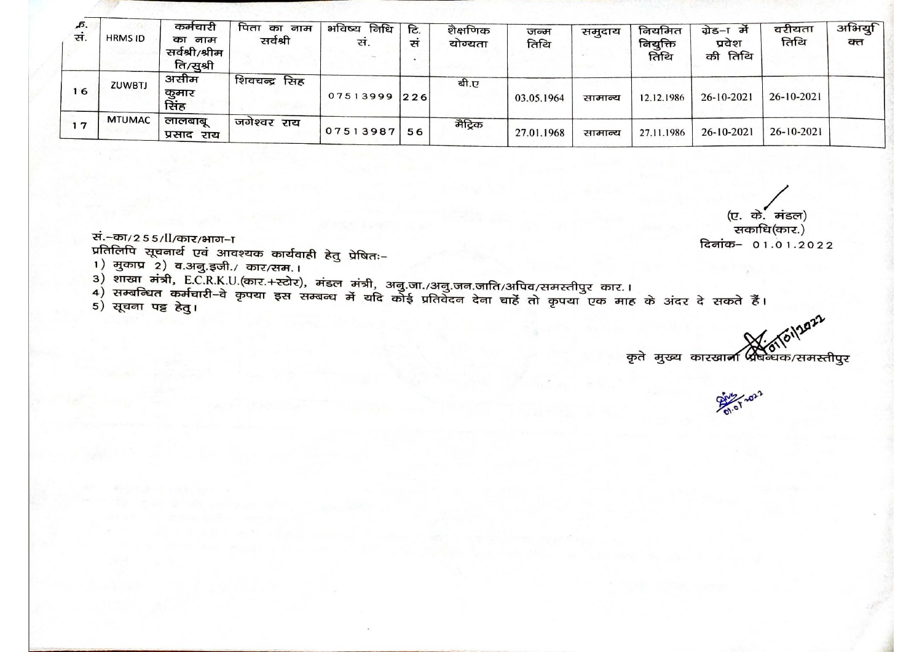| क्र. सं. | HRMS ID | कर्मचारी का नाम सर्वश्री/श्रीमति/सुश्री | पिता का नाम सर्वश्री | भविष्य निधि सं. | टि. सं. | शैक्षणिक योग्यता | जन्म तिथि | समुदाय | नियमित नियुक्ति तिथि | ग्रेड–I में प्रवेश की तिथि | वरीयता तिथि | अभियुक्त |
|---|---|---|---|---|---|---|---|---|---|---|---|---|
| 16 | ZUWBTJ | असीम कुमार सिंह | शिवचन्द्र सिह | 07513999 | 226 | बी.ए | 03.05.1964 | सामान्य | 12.12.1986 | 26-10-2021 | 26-10-2021 | |
| 17 | MTUMAC | लालबाबू प्रसाद राय | जगेश्वर राय | 07513987 | 56 | मैट्रिक | 27.01.1968 | सामान्य | 27.11.1986 | 26-10-2021 | 26-10-2021 | |

(ए. के. मंडल)
सकाधि(कार.)
दिनांक– 01.01.2022

सं.–का/255/II/कार/भाग–I
प्रतिलिपि सूचनार्थ एवं आवश्यक कार्यवाही हेतु प्रेषितः–
1) मुकाप्र 2) व.अनु.इजी./ कार/सम.।
3) शाखा मंत्री, E.C.R.K.U.(कार.+स्टोर), मंडल मंत्री, अनु.जा./अनु.जन.जाति/अपिव/समस्तीपुर कार.।
4) सम्बन्धित कर्मचारी–वे कृपया इस सम्बन्ध में यदि कोई प्रतिवेदन देना चाहें तो कृपया एक माह के अंदर दे सकते हैं।
5) सूचना पट्ट हेतु।

01/01/2022
कृते मुख्य कारखाना प्रबन्धक/समस्तीपुर

01.01.2022